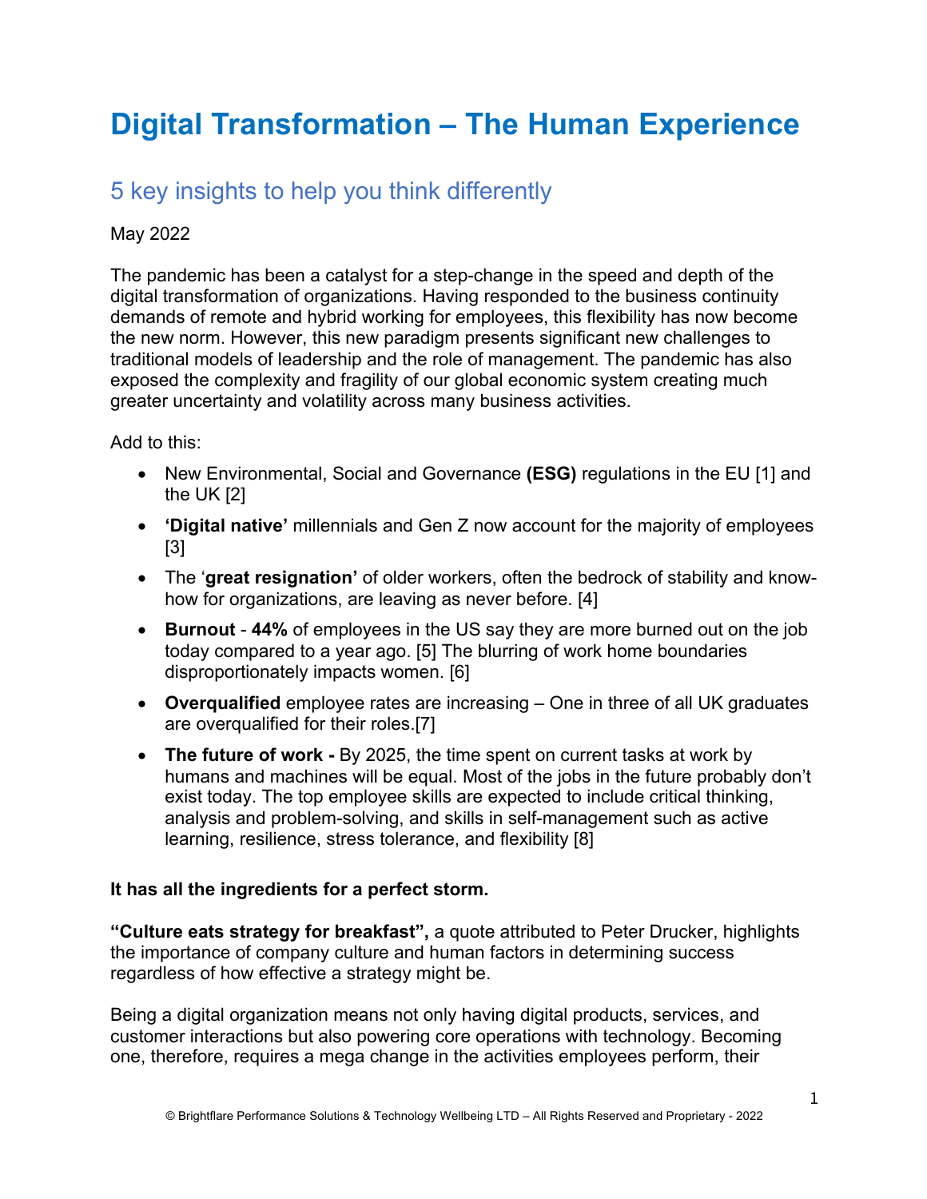# Digital Transformation – The Human Experience

## 5 key insights to help you think differently

May 2022

The pandemic has been a catalyst for a step-change in the speed and depth of the digital transformation of organizations. Having responded to the business continuity demands of remote and hybrid working for employees, this flexibility has now become the new norm. However, this new paradigm presents significant new challenges to traditional models of leadership and the role of management. The pandemic has also exposed the complexity and fragility of our global economic system creating much greater uncertainty and volatility across many business activities.

Add to this:

- New Environmental, Social and Governance **(ESG)** regulations in the EU [1] and the UK [2]
- **'Digital native'** millennials and Gen Z now account for the majority of employees [3]
- The '**great resignation'** of older workers, often the bedrock of stability and know-how for organizations, are leaving as never before. [4]
- **Burnout** - **44%** of employees in the US say they are more burned out on the job today compared to a year ago. [5] The blurring of work home boundaries disproportionately impacts women. [6]
- **Overqualified** employee rates are increasing – One in three of all UK graduates are overqualified for their roles.[7]
- **The future of work -** By 2025, the time spent on current tasks at work by humans and machines will be equal. Most of the jobs in the future probably don't exist today. The top employee skills are expected to include critical thinking, analysis and problem-solving, and skills in self-management such as active learning, resilience, stress tolerance, and flexibility [8]

**It has all the ingredients for a perfect storm.**

**"Culture eats strategy for breakfast",** a quote attributed to Peter Drucker, highlights the importance of company culture and human factors in determining success regardless of how effective a strategy might be.

Being a digital organization means not only having digital products, services, and customer interactions but also powering core operations with technology. Becoming one, therefore, requires a mega change in the activities employees perform, their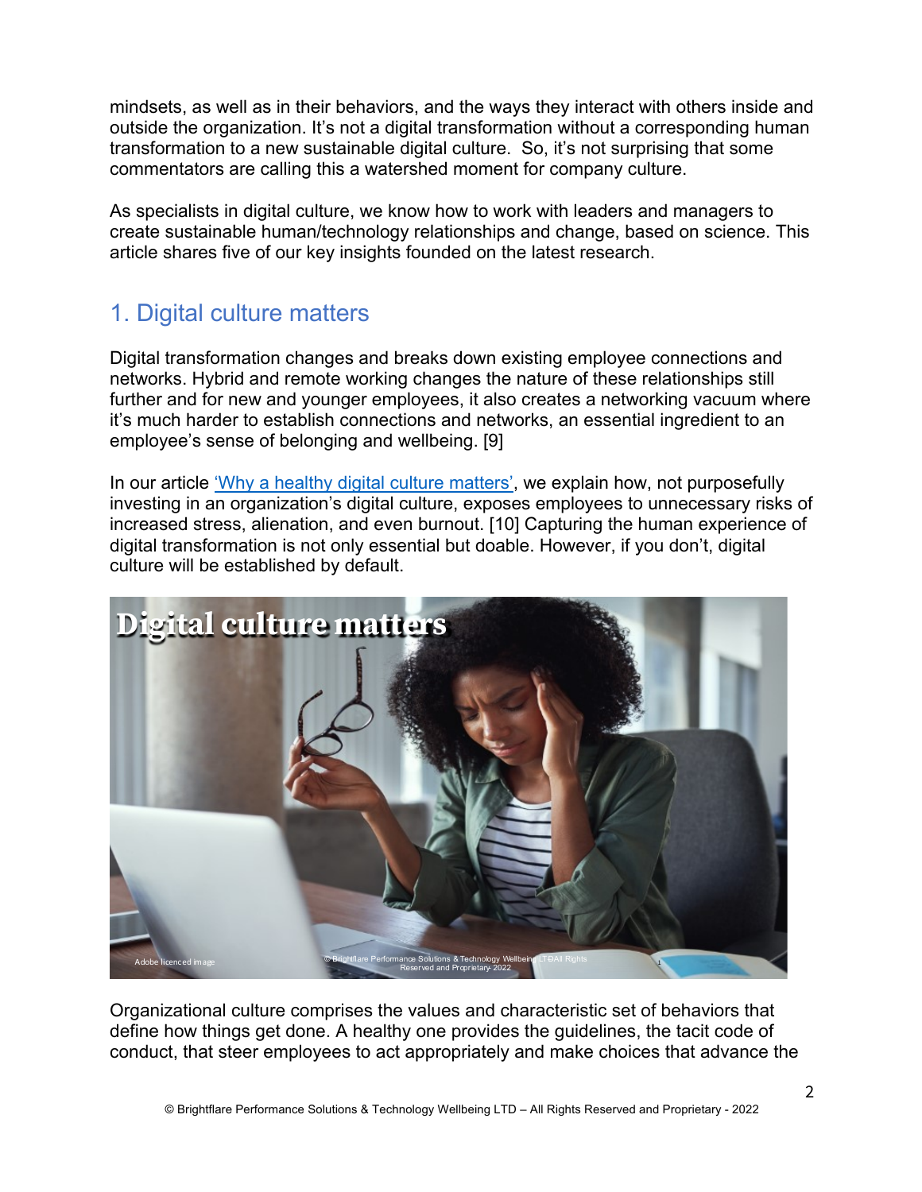mindsets, as well as in their behaviors, and the ways they interact with others inside and outside the organization. It's not a digital transformation without a corresponding human transformation to a new sustainable digital culture. So, it's not surprising that some commentators are calling this a watershed moment for company culture.

As specialists in digital culture, we know how to work with leaders and managers to create sustainable human/technology relationships and change, based on science. This article shares five of our key insights founded on the latest research.

## 1. Digital culture matters

Digital transformation changes and breaks down existing employee connections and networks. Hybrid and remote working changes the nature of these relationships still further and for new and younger employees, it also creates a networking vacuum where it's much harder to establish connections and networks, an essential ingredient to an employee's sense of belonging and wellbeing. [9]

In our article 'Why a healthy digital culture matters', we explain how, not purposefully investing in an organization's digital culture, exposes employees to unnecessary risks of increased stress, alienation, and even burnout. [10] Capturing the human experience of digital transformation is not only essential but doable. However, if you don't, digital culture will be established by default.

Organizational culture comprises the values and characteristic set of behaviors that define how things get done. A healthy one provides the guidelines, the tacit code of conduct, that steer employees to act appropriately and make choices that advance the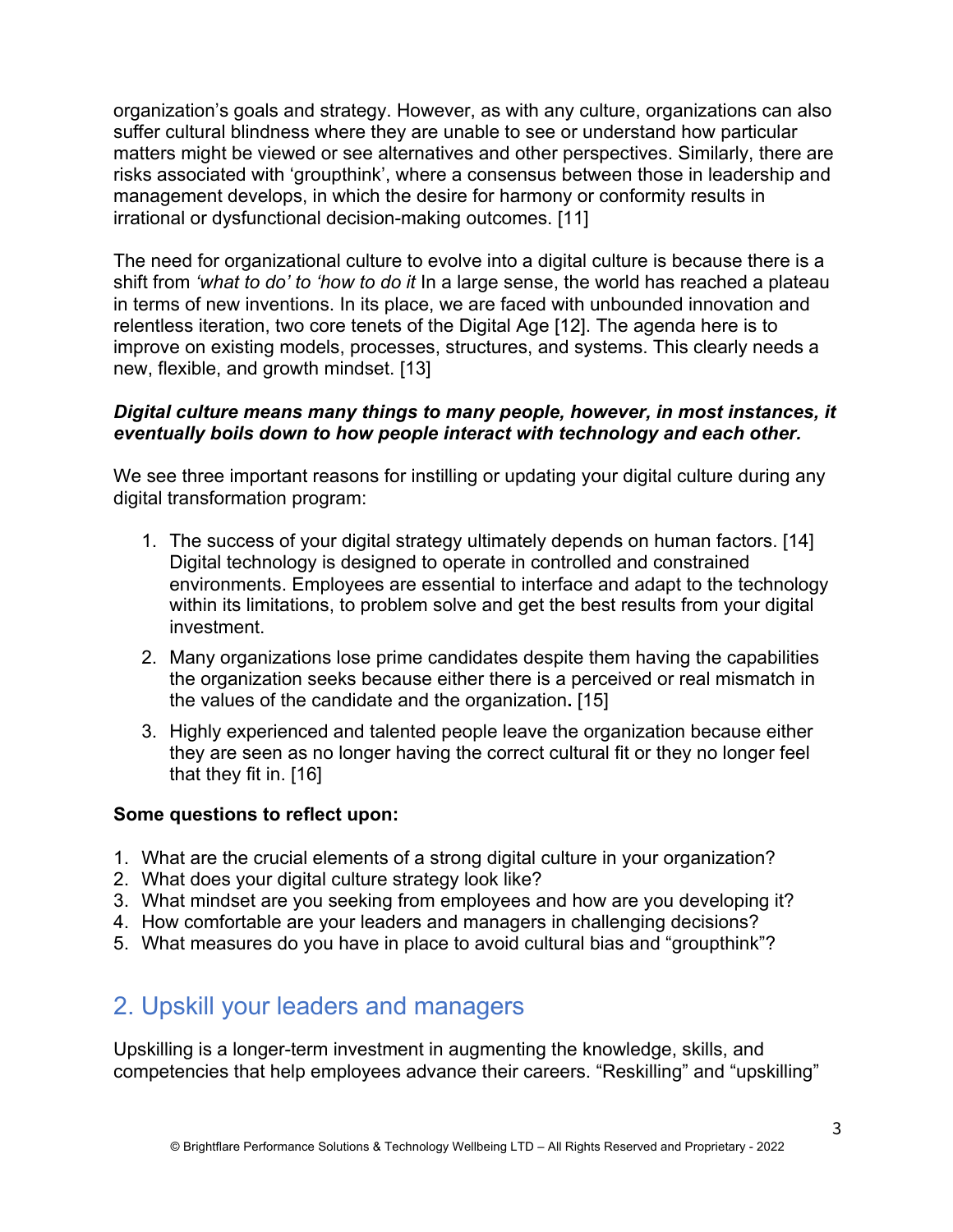organization's goals and strategy. However, as with any culture, organizations can also suffer cultural blindness where they are unable to see or understand how particular matters might be viewed or see alternatives and other perspectives. Similarly, there are risks associated with 'groupthink', where a consensus between those in leadership and management develops, in which the desire for harmony or conformity results in irrational or dysfunctional decision-making outcomes. [11]

The need for organizational culture to evolve into a digital culture is because there is a shift from *'what to do' to 'how to do it* In a large sense, the world has reached a plateau in terms of new inventions. In its place, we are faced with unbounded innovation and relentless iteration, two core tenets of the Digital Age [12]. The agenda here is to improve on existing models, processes, structures, and systems. This clearly needs a new, flexible, and growth mindset. [13]

***Digital culture means many things to many people, however, in most instances, it eventually boils down to how people interact with technology and each other.***

We see three important reasons for instilling or updating your digital culture during any digital transformation program:

1. The success of your digital strategy ultimately depends on human factors. [14] Digital technology is designed to operate in controlled and constrained environments. Employees are essential to interface and adapt to the technology within its limitations, to problem solve and get the best results from your digital investment.
2. Many organizations lose prime candidates despite them having the capabilities the organization seeks because either there is a perceived or real mismatch in the values of the candidate and the organization**.** [15]
3. Highly experienced and talented people leave the organization because either they are seen as no longer having the correct cultural fit or they no longer feel that they fit in. [16]

**Some questions to reflect upon:**

1. What are the crucial elements of a strong digital culture in your organization?
2. What does your digital culture strategy look like?
3. What mindset are you seeking from employees and how are you developing it?
4. How comfortable are your leaders and managers in challenging decisions?
5. What measures do you have in place to avoid cultural bias and "groupthink"?

## 2. Upskill your leaders and managers

Upskilling is a longer-term investment in augmenting the knowledge, skills, and competencies that help employees advance their careers. "Reskilling" and "upskilling"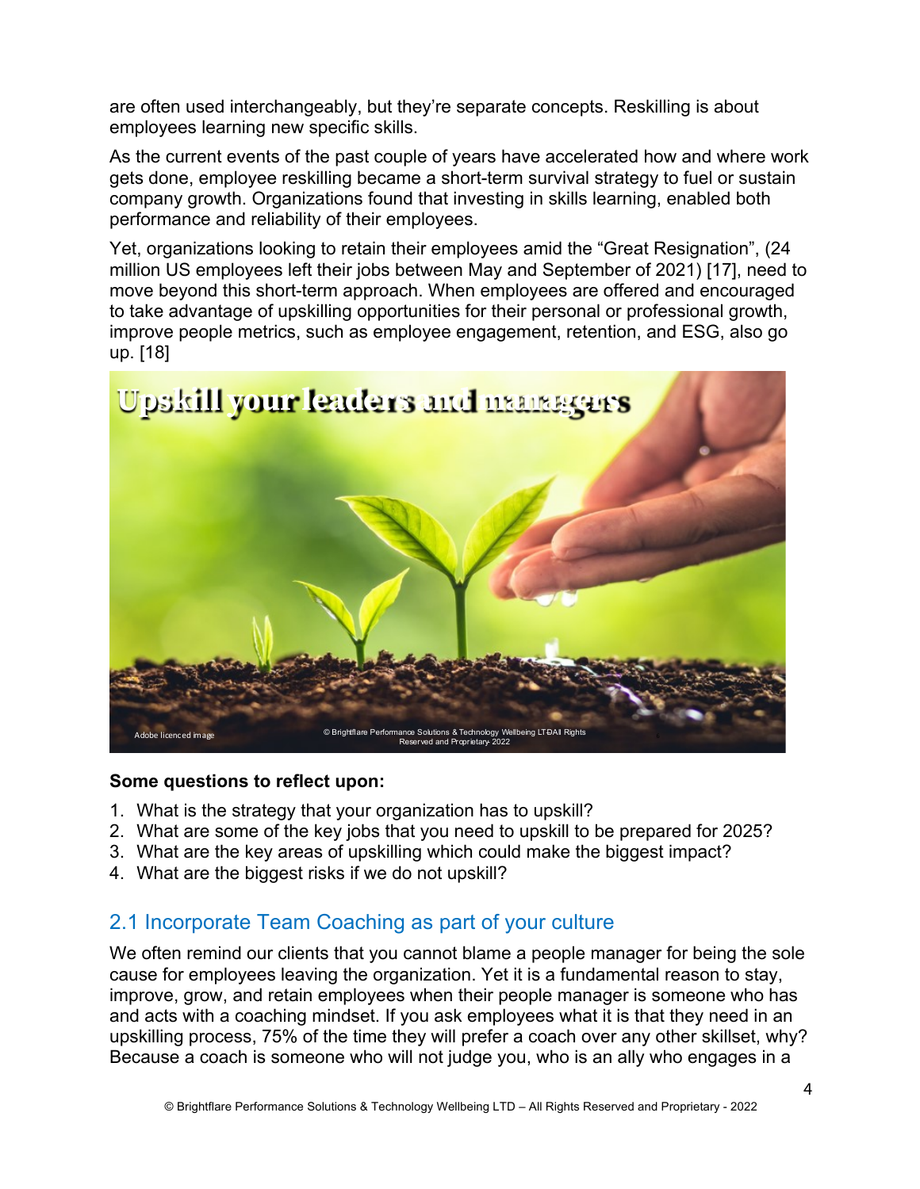are often used interchangeably, but they're separate concepts. Reskilling is about employees learning new specific skills.

As the current events of the past couple of years have accelerated how and where work gets done, employee reskilling became a short-term survival strategy to fuel or sustain company growth. Organizations found that investing in skills learning, enabled both performance and reliability of their employees.

Yet, organizations looking to retain their employees amid the "Great Resignation", (24 million US employees left their jobs between May and September of 2021) [17], need to move beyond this short-term approach. When employees are offered and encouraged to take advantage of upskilling opportunities for their personal or professional growth, improve people metrics, such as employee engagement, retention, and ESG, also go up. [18]

**Some questions to reflect upon:**

1. What is the strategy that your organization has to upskill?
2. What are some of the key jobs that you need to upskill to be prepared for 2025?
3. What are the key areas of upskilling which could make the biggest impact?
4. What are the biggest risks if we do not upskill?

## 2.1 Incorporate Team Coaching as part of your culture

We often remind our clients that you cannot blame a people manager for being the sole cause for employees leaving the organization. Yet it is a fundamental reason to stay, improve, grow, and retain employees when their people manager is someone who has and acts with a coaching mindset. If you ask employees what it is that they need in an upskilling process, 75% of the time they will prefer a coach over any other skillset, why? Because a coach is someone who will not judge you, who is an ally who engages in a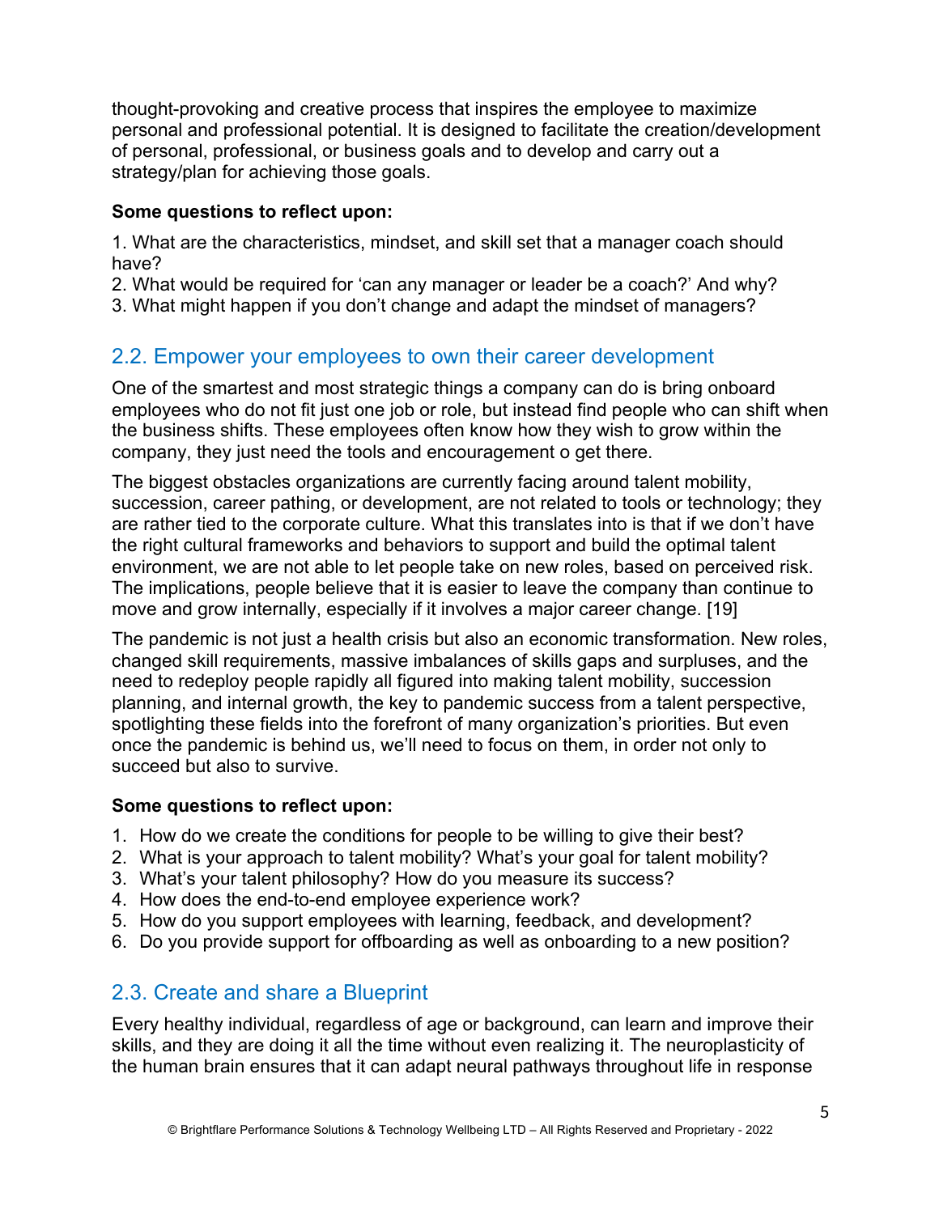thought-provoking and creative process that inspires the employee to maximize personal and professional potential. It is designed to facilitate the creation/development of personal, professional, or business goals and to develop and carry out a strategy/plan for achieving those goals.

**Some questions to reflect upon:**

1. What are the characteristics, mindset, and skill set that a manager coach should have?
2. What would be required for 'can any manager or leader be a coach?' And why?
3. What might happen if you don't change and adapt the mindset of managers?

## 2.2. Empower your employees to own their career development

One of the smartest and most strategic things a company can do is bring onboard employees who do not fit just one job or role, but instead find people who can shift when the business shifts. These employees often know how they wish to grow within the company, they just need the tools and encouragement o get there.

The biggest obstacles organizations are currently facing around talent mobility, succession, career pathing, or development, are not related to tools or technology; they are rather tied to the corporate culture. What this translates into is that if we don't have the right cultural frameworks and behaviors to support and build the optimal talent environment, we are not able to let people take on new roles, based on perceived risk. The implications, people believe that it is easier to leave the company than continue to move and grow internally, especially if it involves a major career change. [19]

The pandemic is not just a health crisis but also an economic transformation. New roles, changed skill requirements, massive imbalances of skills gaps and surpluses, and the need to redeploy people rapidly all figured into making talent mobility, succession planning, and internal growth, the key to pandemic success from a talent perspective, spotlighting these fields into the forefront of many organization's priorities. But even once the pandemic is behind us, we'll need to focus on them, in order not only to succeed but also to survive.

**Some questions to reflect upon:**

1. How do we create the conditions for people to be willing to give their best?
2. What is your approach to talent mobility? What's your goal for talent mobility?
3. What's your talent philosophy? How do you measure its success?
4. How does the end-to-end employee experience work?
5. How do you support employees with learning, feedback, and development?
6. Do you provide support for offboarding as well as onboarding to a new position?

## 2.3. Create and share a Blueprint

Every healthy individual, regardless of age or background, can learn and improve their skills, and they are doing it all the time without even realizing it. The neuroplasticity of the human brain ensures that it can adapt neural pathways throughout life in response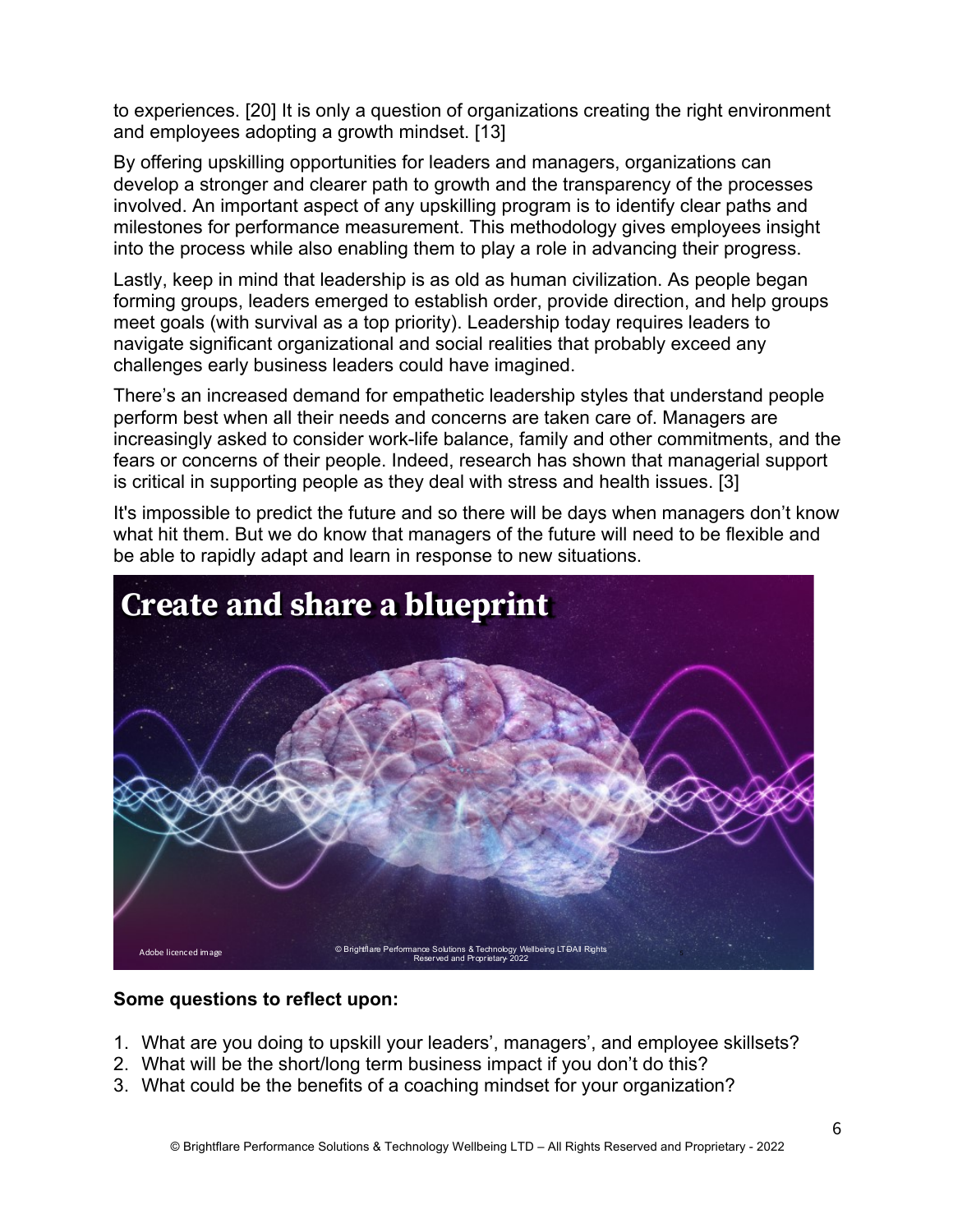to experiences. [20] It is only a question of organizations creating the right environment and employees adopting a growth mindset. [13]

By offering upskilling opportunities for leaders and managers, organizations can develop a stronger and clearer path to growth and the transparency of the processes involved. An important aspect of any upskilling program is to identify clear paths and milestones for performance measurement. This methodology gives employees insight into the process while also enabling them to play a role in advancing their progress.

Lastly, keep in mind that leadership is as old as human civilization. As people began forming groups, leaders emerged to establish order, provide direction, and help groups meet goals (with survival as a top priority). Leadership today requires leaders to navigate significant organizational and social realities that probably exceed any challenges early business leaders could have imagined.

There's an increased demand for empathetic leadership styles that understand people perform best when all their needs and concerns are taken care of. Managers are increasingly asked to consider work-life balance, family and other commitments, and the fears or concerns of their people. Indeed, research has shown that managerial support is critical in supporting people as they deal with stress and health issues. [3]

It's impossible to predict the future and so there will be days when managers don't know what hit them. But we do know that managers of the future will need to be flexible and be able to rapidly adapt and learn in response to new situations.

**Create and share a blueprint**

Adobe licenced image

© Brightflare Performance Solutions & Technology Wellbeing LTD-All Rights Reserved and Proprietary- 2022

**Some questions to reflect upon:**

1. What are you doing to upskill your leaders', managers', and employee skillsets?
2. What will be the short/long term business impact if you don't do this?
3. What could be the benefits of a coaching mindset for your organization?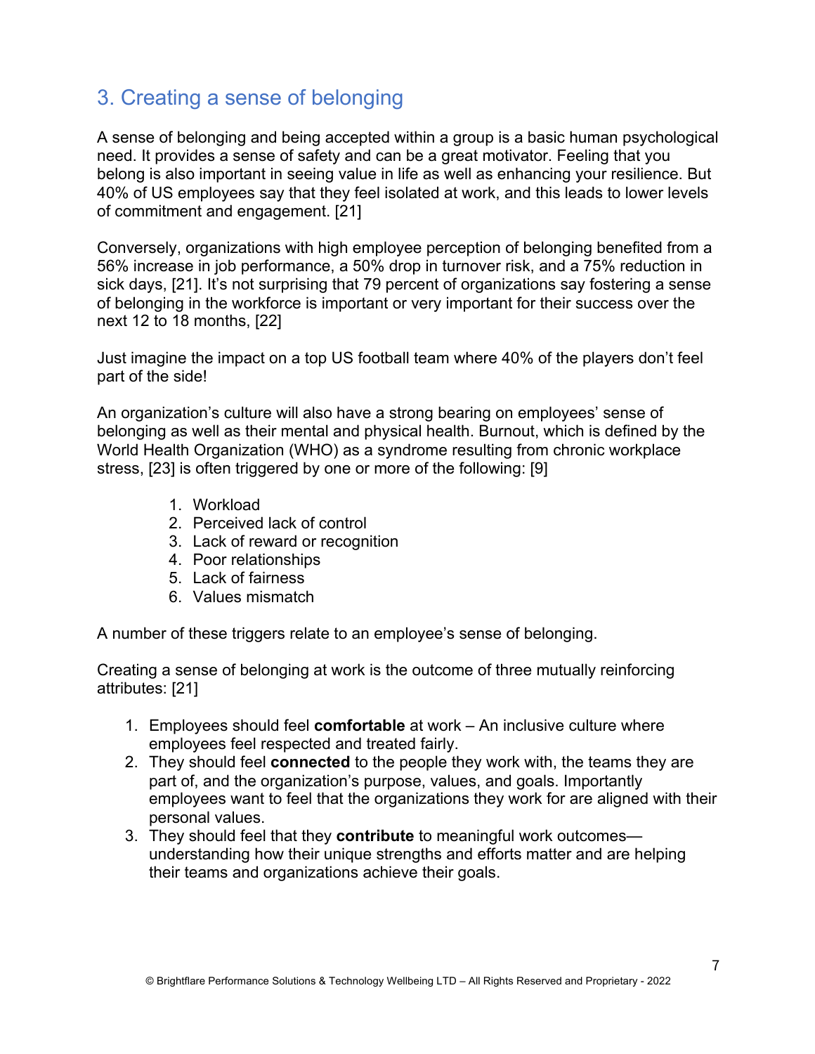## 3. Creating a sense of belonging

A sense of belonging and being accepted within a group is a basic human psychological need. It provides a sense of safety and can be a great motivator. Feeling that you belong is also important in seeing value in life as well as enhancing your resilience. But 40% of US employees say that they feel isolated at work, and this leads to lower levels of commitment and engagement. [21]

Conversely, organizations with high employee perception of belonging benefited from a 56% increase in job performance, a 50% drop in turnover risk, and a 75% reduction in sick days, [21]. It's not surprising that 79 percent of organizations say fostering a sense of belonging in the workforce is important or very important for their success over the next 12 to 18 months, [22]

Just imagine the impact on a top US football team where 40% of the players don't feel part of the side!

An organization's culture will also have a strong bearing on employees' sense of belonging as well as their mental and physical health. Burnout, which is defined by the World Health Organization (WHO) as a syndrome resulting from chronic workplace stress, [23] is often triggered by one or more of the following: [9]

1. Workload
2. Perceived lack of control
3. Lack of reward or recognition
4. Poor relationships
5. Lack of fairness
6. Values mismatch

A number of these triggers relate to an employee's sense of belonging.

Creating a sense of belonging at work is the outcome of three mutually reinforcing attributes: [21]

1. Employees should feel **comfortable** at work – An inclusive culture where employees feel respected and treated fairly.
2. They should feel **connected** to the people they work with, the teams they are part of, and the organization's purpose, values, and goals. Importantly employees want to feel that the organizations they work for are aligned with their personal values.
3. They should feel that they **contribute** to meaningful work outcomes—understanding how their unique strengths and efforts matter and are helping their teams and organizations achieve their goals.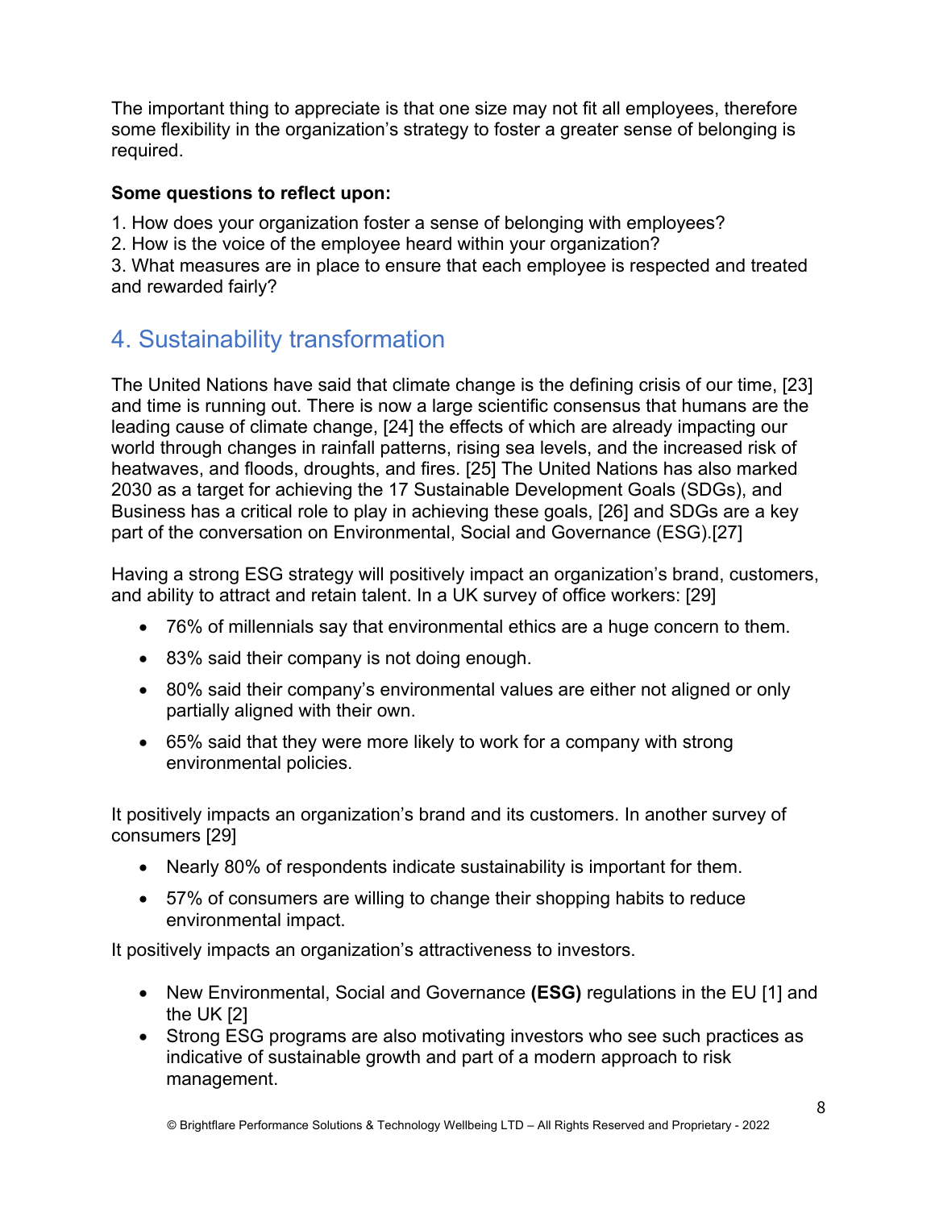The important thing to appreciate is that one size may not fit all employees, therefore some flexibility in the organization's strategy to foster a greater sense of belonging is required.

**Some questions to reflect upon:**

1. How does your organization foster a sense of belonging with employees?
2. How is the voice of the employee heard within your organization?
3. What measures are in place to ensure that each employee is respected and treated and rewarded fairly?

## 4. Sustainability transformation

The United Nations have said that climate change is the defining crisis of our time, [23] and time is running out. There is now a large scientific consensus that humans are the leading cause of climate change, [24] the effects of which are already impacting our world through changes in rainfall patterns, rising sea levels, and the increased risk of heatwaves, and floods, droughts, and fires. [25] The United Nations has also marked 2030 as a target for achieving the 17 Sustainable Development Goals (SDGs), and Business has a critical role to play in achieving these goals, [26] and SDGs are a key part of the conversation on Environmental, Social and Governance (ESG).[27]

Having a strong ESG strategy will positively impact an organization's brand, customers, and ability to attract and retain talent. In a UK survey of office workers: [29]

- 76% of millennials say that environmental ethics are a huge concern to them.
- 83% said their company is not doing enough.
- 80% said their company's environmental values are either not aligned or only partially aligned with their own.
- 65% said that they were more likely to work for a company with strong environmental policies.

It positively impacts an organization's brand and its customers. In another survey of consumers [29]

- Nearly 80% of respondents indicate sustainability is important for them.
- 57% of consumers are willing to change their shopping habits to reduce environmental impact.

It positively impacts an organization's attractiveness to investors.

- New Environmental, Social and Governance **(ESG)** regulations in the EU [1] and the UK [2]
- Strong ESG programs are also motivating investors who see such practices as indicative of sustainable growth and part of a modern approach to risk management.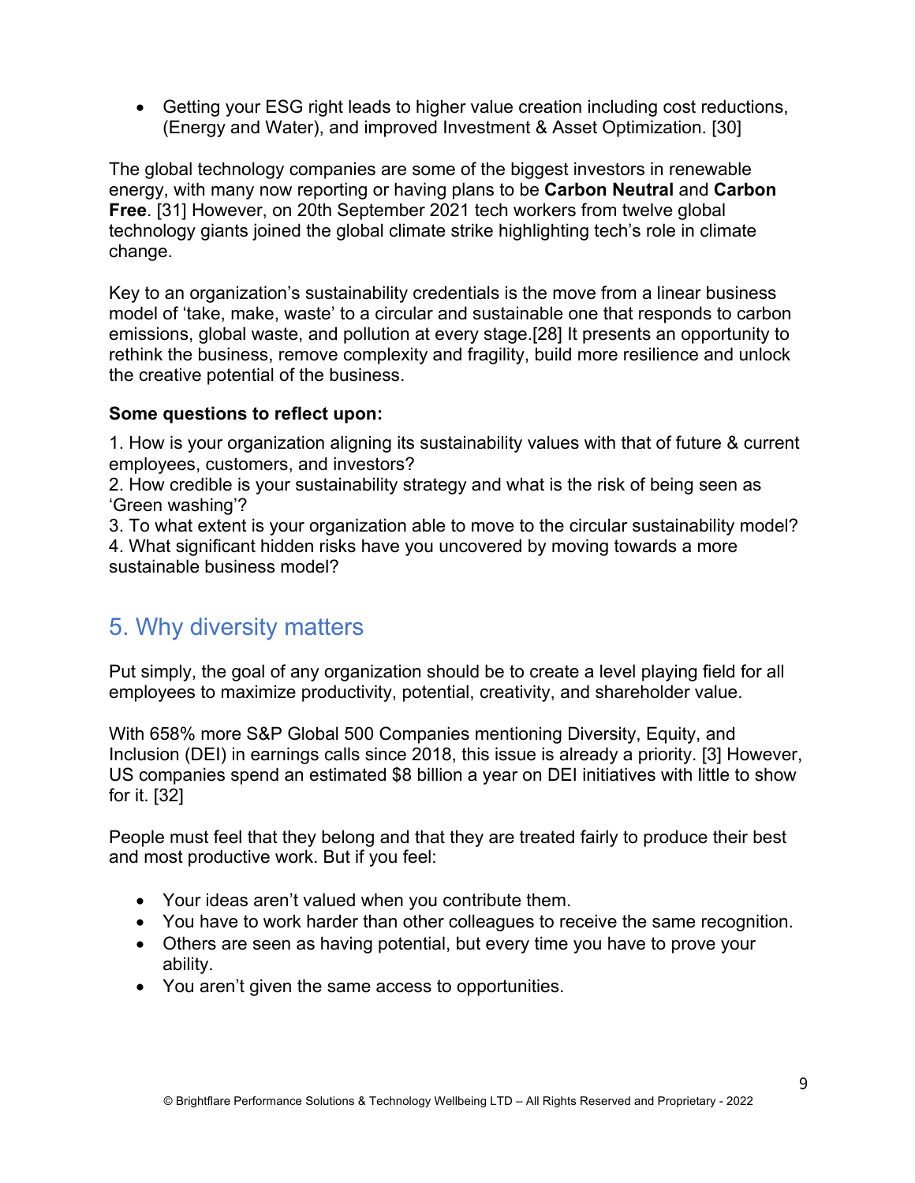- Getting your ESG right leads to higher value creation including cost reductions, (Energy and Water), and improved Investment & Asset Optimization. [30]

The global technology companies are some of the biggest investors in renewable energy, with many now reporting or having plans to be **Carbon Neutral** and **Carbon Free**. [31] However, on 20th September 2021 tech workers from twelve global technology giants joined the global climate strike highlighting tech's role in climate change.

Key to an organization's sustainability credentials is the move from a linear business model of 'take, make, waste' to a circular and sustainable one that responds to carbon emissions, global waste, and pollution at every stage.[28] It presents an opportunity to rethink the business, remove complexity and fragility, build more resilience and unlock the creative potential of the business.

**Some questions to reflect upon:**

1. How is your organization aligning its sustainability values with that of future & current employees, customers, and investors?
2. How credible is your sustainability strategy and what is the risk of being seen as 'Green washing'?
3. To what extent is your organization able to move to the circular sustainability model?
4. What significant hidden risks have you uncovered by moving towards a more sustainable business model?

## 5. Why diversity matters

Put simply, the goal of any organization should be to create a level playing field for all employees to maximize productivity, potential, creativity, and shareholder value.

With 658% more S&P Global 500 Companies mentioning Diversity, Equity, and Inclusion (DEI) in earnings calls since 2018, this issue is already a priority. [3] However, US companies spend an estimated $8 billion a year on DEI initiatives with little to show for it. [32]

People must feel that they belong and that they are treated fairly to produce their best and most productive work. But if you feel:

- Your ideas aren't valued when you contribute them.
- You have to work harder than other colleagues to receive the same recognition.
- Others are seen as having potential, but every time you have to prove your ability.
- You aren't given the same access to opportunities.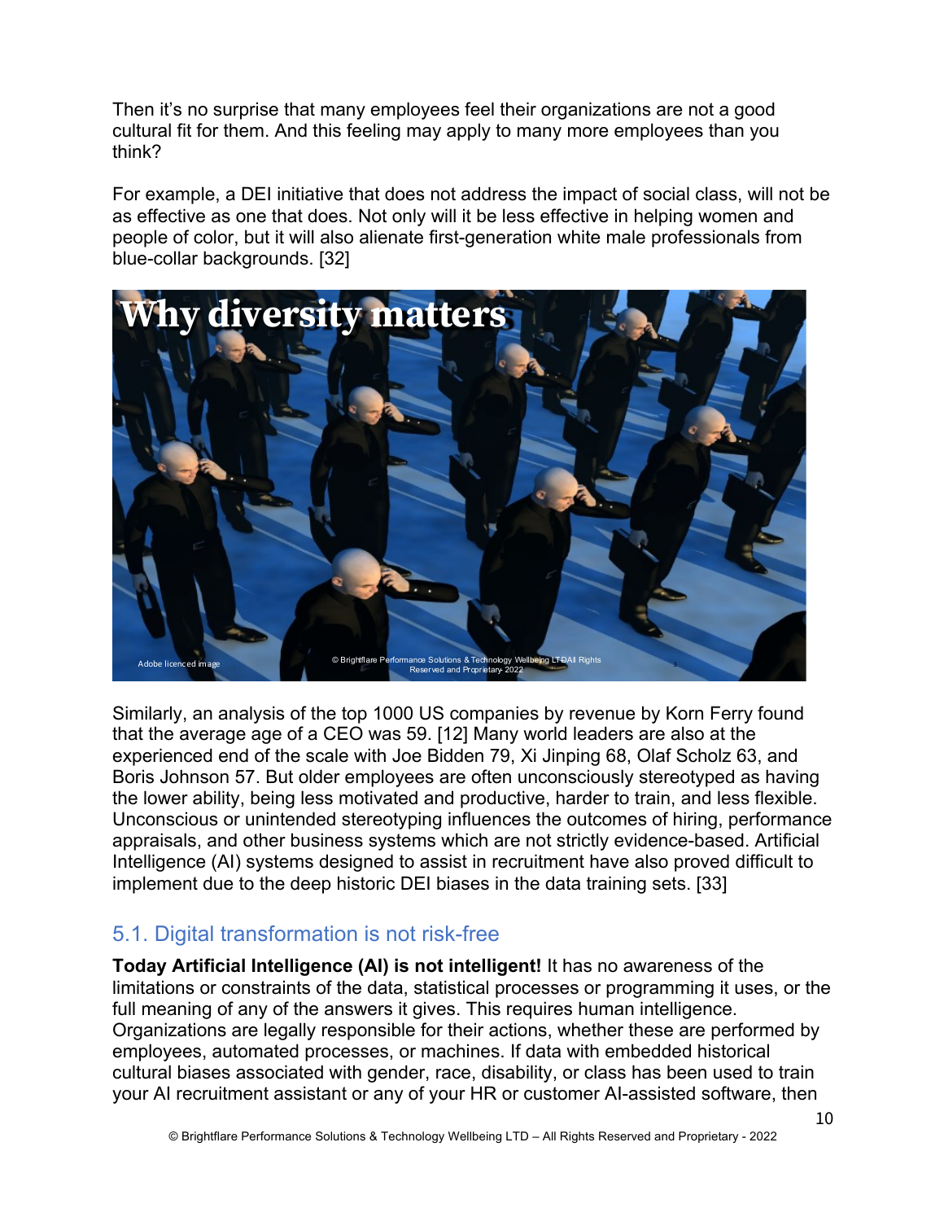Then it's no surprise that many employees feel their organizations are not a good cultural fit for them. And this feeling may apply to many more employees than you think?

For example, a DEI initiative that does not address the impact of social class, will not be as effective as one that does. Not only will it be less effective in helping women and people of color, but it will also alienate first-generation white male professionals from blue-collar backgrounds. [32]

Similarly, an analysis of the top 1000 US companies by revenue by Korn Ferry found that the average age of a CEO was 59. [12] Many world leaders are also at the experienced end of the scale with Joe Bidden 79, Xi Jinping 68, Olaf Scholz 63, and Boris Johnson 57. But older employees are often unconsciously stereotyped as having the lower ability, being less motivated and productive, harder to train, and less flexible. Unconscious or unintended stereotyping influences the outcomes of hiring, performance appraisals, and other business systems which are not strictly evidence-based. Artificial Intelligence (AI) systems designed to assist in recruitment have also proved difficult to implement due to the deep historic DEI biases in the data training sets. [33]

## 5.1. Digital transformation is not risk-free

**Today Artificial Intelligence (AI) is not intelligent!** It has no awareness of the limitations or constraints of the data, statistical processes or programming it uses, or the full meaning of any of the answers it gives. This requires human intelligence. Organizations are legally responsible for their actions, whether these are performed by employees, automated processes, or machines. If data with embedded historical cultural biases associated with gender, race, disability, or class has been used to train your AI recruitment assistant or any of your HR or customer AI-assisted software, then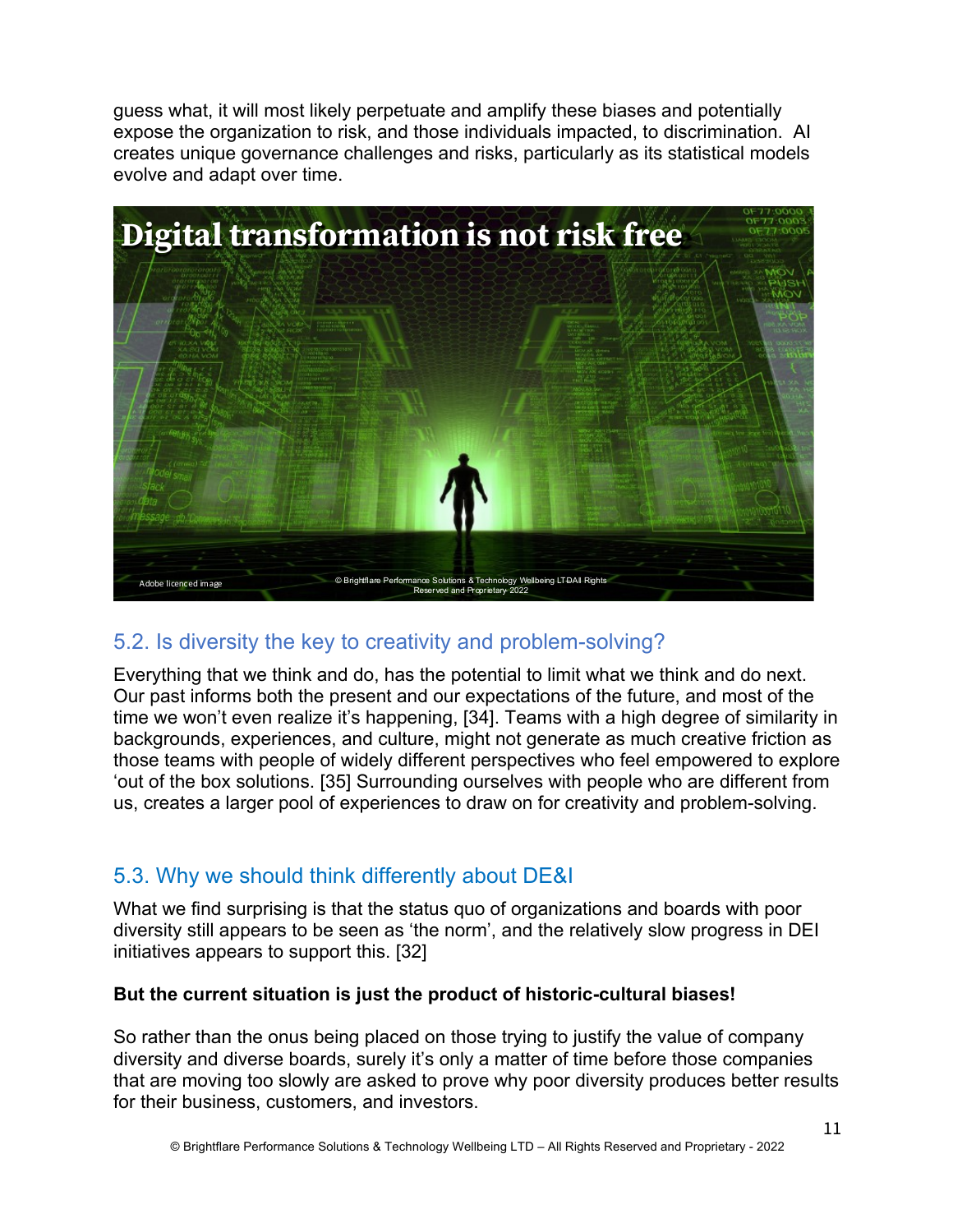guess what, it will most likely perpetuate and amplify these biases and potentially expose the organization to risk, and those individuals impacted, to discrimination. AI creates unique governance challenges and risks, particularly as its statistical models evolve and adapt over time.

## 5.2. Is diversity the key to creativity and problem-solving?

Everything that we think and do, has the potential to limit what we think and do next. Our past informs both the present and our expectations of the future, and most of the time we won't even realize it's happening, [34]. Teams with a high degree of similarity in backgrounds, experiences, and culture, might not generate as much creative friction as those teams with people of widely different perspectives who feel empowered to explore 'out of the box solutions. [35] Surrounding ourselves with people who are different from us, creates a larger pool of experiences to draw on for creativity and problem-solving.

## 5.3. Why we should think differently about DE&I

What we find surprising is that the status quo of organizations and boards with poor diversity still appears to be seen as 'the norm', and the relatively slow progress in DEI initiatives appears to support this. [32]

**But the current situation is just the product of historic-cultural biases!**

So rather than the onus being placed on those trying to justify the value of company diversity and diverse boards, surely it's only a matter of time before those companies that are moving too slowly are asked to prove why poor diversity produces better results for their business, customers, and investors.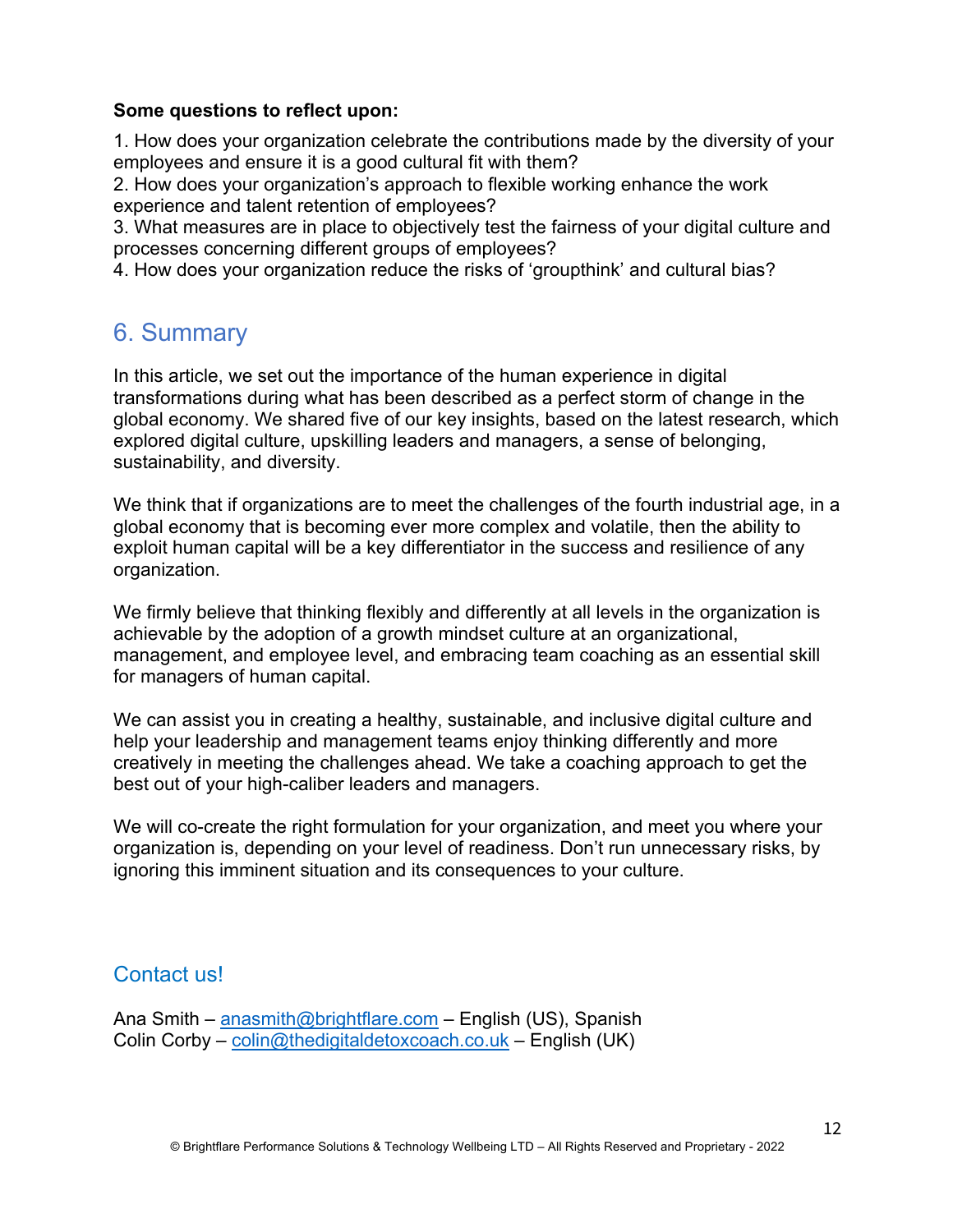**Some questions to reflect upon:**

1. How does your organization celebrate the contributions made by the diversity of your employees and ensure it is a good cultural fit with them?
2. How does your organization's approach to flexible working enhance the work experience and talent retention of employees?
3. What measures are in place to objectively test the fairness of your digital culture and processes concerning different groups of employees?
4. How does your organization reduce the risks of 'groupthink' and cultural bias?

## 6. Summary

In this article, we set out the importance of the human experience in digital transformations during what has been described as a perfect storm of change in the global economy. We shared five of our key insights, based on the latest research, which explored digital culture, upskilling leaders and managers, a sense of belonging, sustainability, and diversity.

We think that if organizations are to meet the challenges of the fourth industrial age, in a global economy that is becoming ever more complex and volatile, then the ability to exploit human capital will be a key differentiator in the success and resilience of any organization.

We firmly believe that thinking flexibly and differently at all levels in the organization is achievable by the adoption of a growth mindset culture at an organizational, management, and employee level, and embracing team coaching as an essential skill for managers of human capital.

We can assist you in creating a healthy, sustainable, and inclusive digital culture and help your leadership and management teams enjoy thinking differently and more creatively in meeting the challenges ahead. We take a coaching approach to get the best out of your high-caliber leaders and managers.

We will co-create the right formulation for your organization, and meet you where your organization is, depending on your level of readiness. Don't run unnecessary risks, by ignoring this imminent situation and its consequences to your culture.

## Contact us!

Ana Smith – anasmith@brightflare.com – English (US), Spanish
Colin Corby – colin@thedigitaldetoxcoach.co.uk – English (UK)

© Brightflare Performance Solutions & Technology Wellbeing LTD – All Rights Reserved and Proprietary - 2022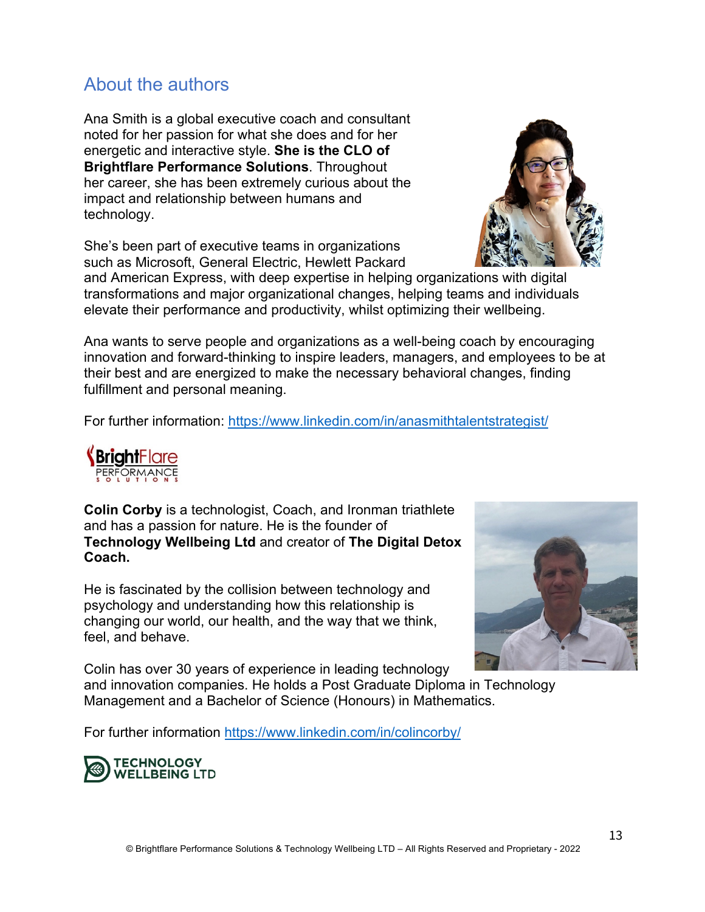## About the authors

Ana Smith is a global executive coach and consultant noted for her passion for what she does and for her energetic and interactive style. **She is the CLO of Brightflare Performance Solutions**. Throughout her career, she has been extremely curious about the impact and relationship between humans and technology.

She's been part of executive teams in organizations such as Microsoft, General Electric, Hewlett Packard and American Express, with deep expertise in helping organizations with digital transformations and major organizational changes, helping teams and individuals elevate their performance and productivity, whilst optimizing their wellbeing.

Ana wants to serve people and organizations as a well-being coach by encouraging innovation and forward-thinking to inspire leaders, managers, and employees to be at their best and are energized to make the necessary behavioral changes, finding fulfillment and personal meaning.

For further information: https://www.linkedin.com/in/anasmithtalentstrategist/

BrightFlare PERFORMANCE SOLUTIONS

**Colin Corby** is a technologist, Coach, and Ironman triathlete and has a passion for nature. He is the founder of **Technology Wellbeing Ltd** and creator of **The Digital Detox Coach.**

He is fascinated by the collision between technology and psychology and understanding how this relationship is changing our world, our health, and the way that we think, feel, and behave.

Colin has over 30 years of experience in leading technology and innovation companies. He holds a Post Graduate Diploma in Technology Management and a Bachelor of Science (Honours) in Mathematics.

For further information https://www.linkedin.com/in/colincorby/

TECHNOLOGY WELLBEING LTD

© Brightflare Performance Solutions & Technology Wellbeing LTD – All Rights Reserved and Proprietary - 2022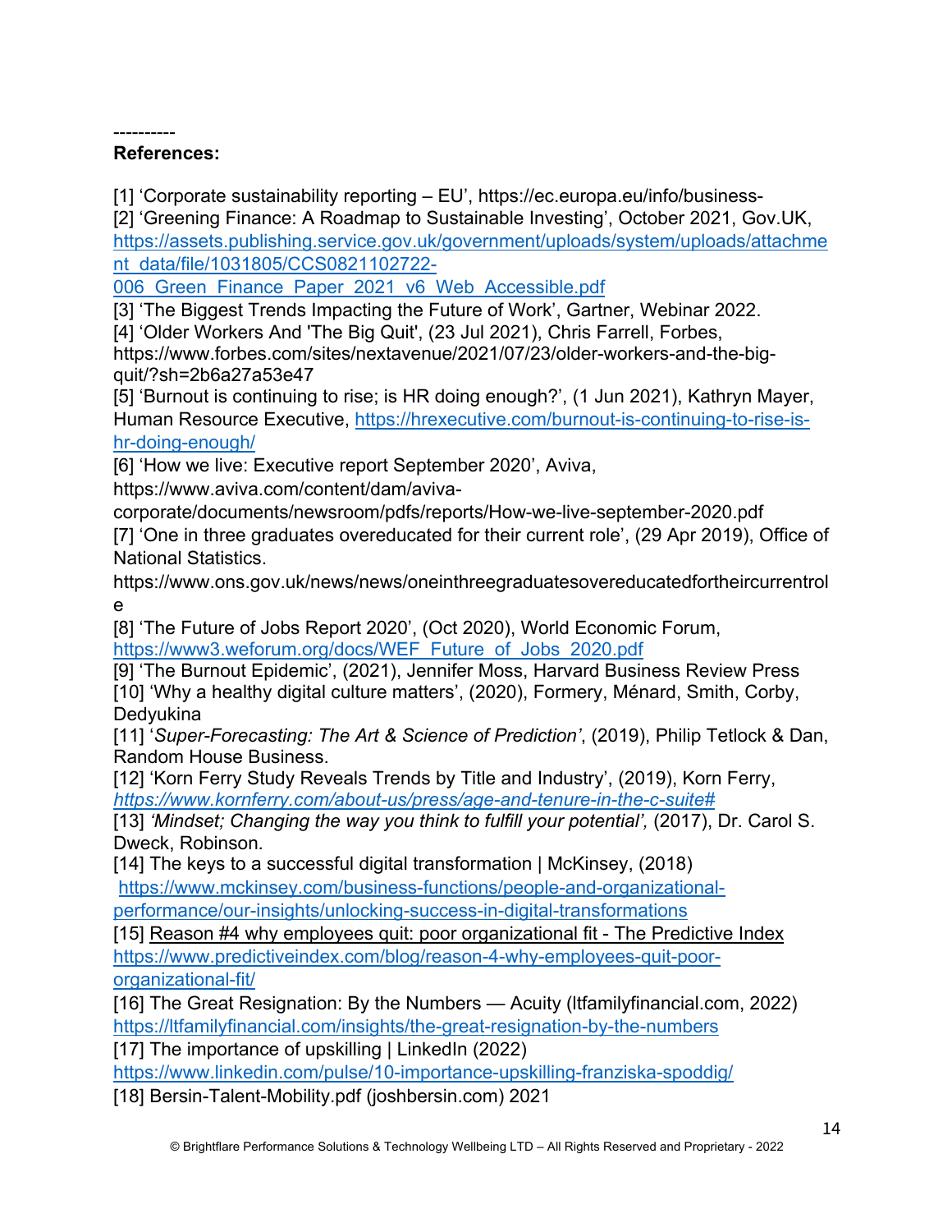----------

**References:**

[1] ‘Corporate sustainability reporting – EU’, https://ec.europa.eu/info/business-

[2] ‘Greening Finance: A Roadmap to Sustainable Investing’, October 2021, Gov.UK, https://assets.publishing.service.gov.uk/government/uploads/system/uploads/attachment_data/file/1031805/CCS0821102722-006_Green_Finance_Paper_2021_v6_Web_Accessible.pdf

[3] ‘The Biggest Trends Impacting the Future of Work’, Gartner, Webinar 2022.

[4] ‘Older Workers And 'The Big Quit', (23 Jul 2021), Chris Farrell, Forbes, https://www.forbes.com/sites/nextavenue/2021/07/23/older-workers-and-the-big-quit/?sh=2b6a27a53e47

[5] ‘Burnout is continuing to rise; is HR doing enough?’, (1 Jun 2021), Kathryn Mayer, Human Resource Executive, https://hrexecutive.com/burnout-is-continuing-to-rise-is-hr-doing-enough/

[6] ‘How we live: Executive report September 2020’, Aviva, https://www.aviva.com/content/dam/aviva-corporate/documents/newsroom/pdfs/reports/How-we-live-september-2020.pdf

[7] ‘One in three graduates overeducated for their current role’, (29 Apr 2019), Office of National Statistics. https://www.ons.gov.uk/news/news/oneinthreegraduatesovereducatedfortheircurrentrole

[8] ‘The Future of Jobs Report 2020’, (Oct 2020), World Economic Forum, https://www3.weforum.org/docs/WEF_Future_of_Jobs_2020.pdf

[9] ‘The Burnout Epidemic’, (2021), Jennifer Moss, Harvard Business Review Press

[10] ‘Why a healthy digital culture matters’, (2020), Formery, Ménard, Smith, Corby, Dedyukina

[11] ‘*Super-Forecasting: The Art & Science of Prediction’*, (2019), Philip Tetlock & Dan, Random House Business.

[12] ‘Korn Ferry Study Reveals Trends by Title and Industry’, (2019), Korn Ferry, *https://www.kornferry.com/about-us/press/age-and-tenure-in-the-c-suite#*

[13] *‘Mindset; Changing the way you think to fulfill your potential’,* (2017), Dr. Carol S. Dweck, Robinson.

[14] The keys to a successful digital transformation | McKinsey, (2018) https://www.mckinsey.com/business-functions/people-and-organizational-performance/our-insights/unlocking-success-in-digital-transformations

[15] Reason #4 why employees quit: poor organizational fit - The Predictive Index https://www.predictiveindex.com/blog/reason-4-why-employees-quit-poor-organizational-fit/

[16] The Great Resignation: By the Numbers — Acuity (ltfamilyfinancial.com, 2022) https://ltfamilyfinancial.com/insights/the-great-resignation-by-the-numbers

[17] The importance of upskilling | LinkedIn (2022) https://www.linkedin.com/pulse/10-importance-upskilling-franziska-spoddig/

[18] Bersin-Talent-Mobility.pdf (joshbersin.com) 2021

© Brightflare Performance Solutions & Technology Wellbeing LTD – All Rights Reserved and Proprietary - 2022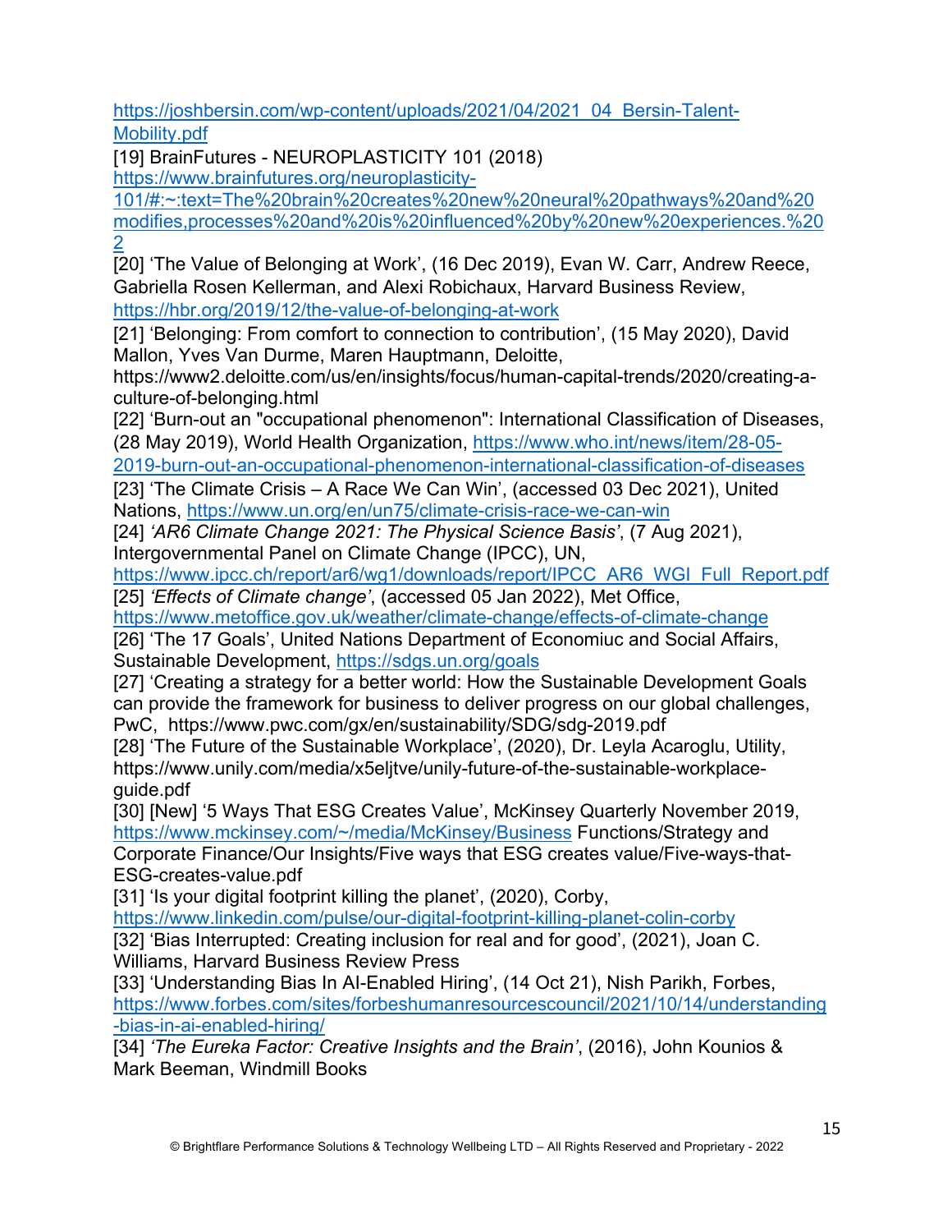https://joshbersin.com/wp-content/uploads/2021/04/2021_04_Bersin-Talent-Mobility.pdf

[19] BrainFutures - NEUROPLASTICITY 101 (2018) https://www.brainfutures.org/neuroplasticity-101/#:~:text=The%20brain%20creates%20new%20neural%20pathways%20and%20modifies,processes%20and%20is%20influenced%20by%20new%20experiences.%202

[20] 'The Value of Belonging at Work', (16 Dec 2019), Evan W. Carr, Andrew Reece, Gabriella Rosen Kellerman, and Alexi Robichaux, Harvard Business Review, https://hbr.org/2019/12/the-value-of-belonging-at-work

[21] 'Belonging: From comfort to connection to contribution', (15 May 2020), David Mallon, Yves Van Durme, Maren Hauptmann, Deloitte, https://www2.deloitte.com/us/en/insights/focus/human-capital-trends/2020/creating-a-culture-of-belonging.html

[22] 'Burn-out an "occupational phenomenon": International Classification of Diseases, (28 May 2019), World Health Organization, https://www.who.int/news/item/28-05-2019-burn-out-an-occupational-phenomenon-international-classification-of-diseases

[23] 'The Climate Crisis – A Race We Can Win', (accessed 03 Dec 2021), United Nations, https://www.un.org/en/un75/climate-crisis-race-we-can-win

[24] *'AR6 Climate Change 2021: The Physical Science Basis'*, (7 Aug 2021), Intergovernmental Panel on Climate Change (IPCC), UN, https://www.ipcc.ch/report/ar6/wg1/downloads/report/IPCC_AR6_WGI_Full_Report.pdf

[25] *'Effects of Climate change'*, (accessed 05 Jan 2022), Met Office, https://www.metoffice.gov.uk/weather/climate-change/effects-of-climate-change

[26] 'The 17 Goals', United Nations Department of Economiuc and Social Affairs, Sustainable Development, https://sdgs.un.org/goals

[27] 'Creating a strategy for a better world: How the Sustainable Development Goals can provide the framework for business to deliver progress on our global challenges, PwC, https://www.pwc.com/gx/en/sustainability/SDG/sdg-2019.pdf

[28] 'The Future of the Sustainable Workplace', (2020), Dr. Leyla Acaroglu, Utility, https://www.unily.com/media/x5eljtve/unily-future-of-the-sustainable-workplace-guide.pdf

[30] [New] '5 Ways That ESG Creates Value', McKinsey Quarterly November 2019, https://www.mckinsey.com/~/media/McKinsey/Business Functions/Strategy and Corporate Finance/Our Insights/Five ways that ESG creates value/Five-ways-that-ESG-creates-value.pdf

[31] 'Is your digital footprint killing the planet', (2020), Corby, https://www.linkedin.com/pulse/our-digital-footprint-killing-planet-colin-corby

[32] 'Bias Interrupted: Creating inclusion for real and for good', (2021), Joan C. Williams, Harvard Business Review Press

[33] 'Understanding Bias In AI-Enabled Hiring', (14 Oct 21), Nish Parikh, Forbes, https://www.forbes.com/sites/forbeshumanresourcescouncil/2021/10/14/understanding-bias-in-ai-enabled-hiring/

[34] *'The Eureka Factor: Creative Insights and the Brain'*, (2016), John Kounios & Mark Beeman, Windmill Books

© Brightflare Performance Solutions & Technology Wellbeing LTD – All Rights Reserved and Proprietary - 2022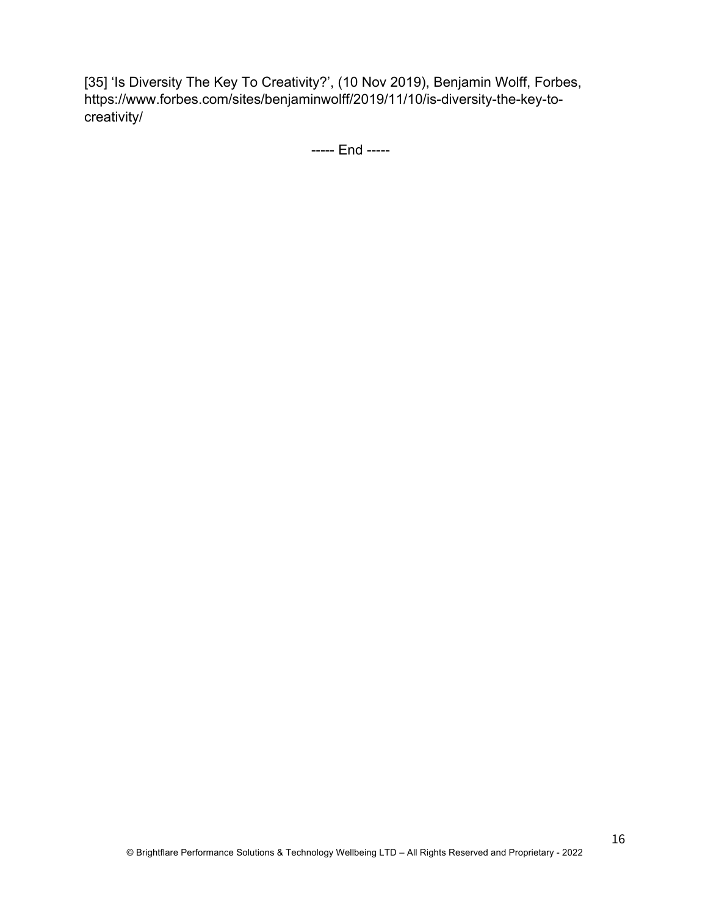[35] 'Is Diversity The Key To Creativity?', (10 Nov 2019), Benjamin Wolff, Forbes, https://www.forbes.com/sites/benjaminwolff/2019/11/10/is-diversity-the-key-to-creativity/

----- End -----